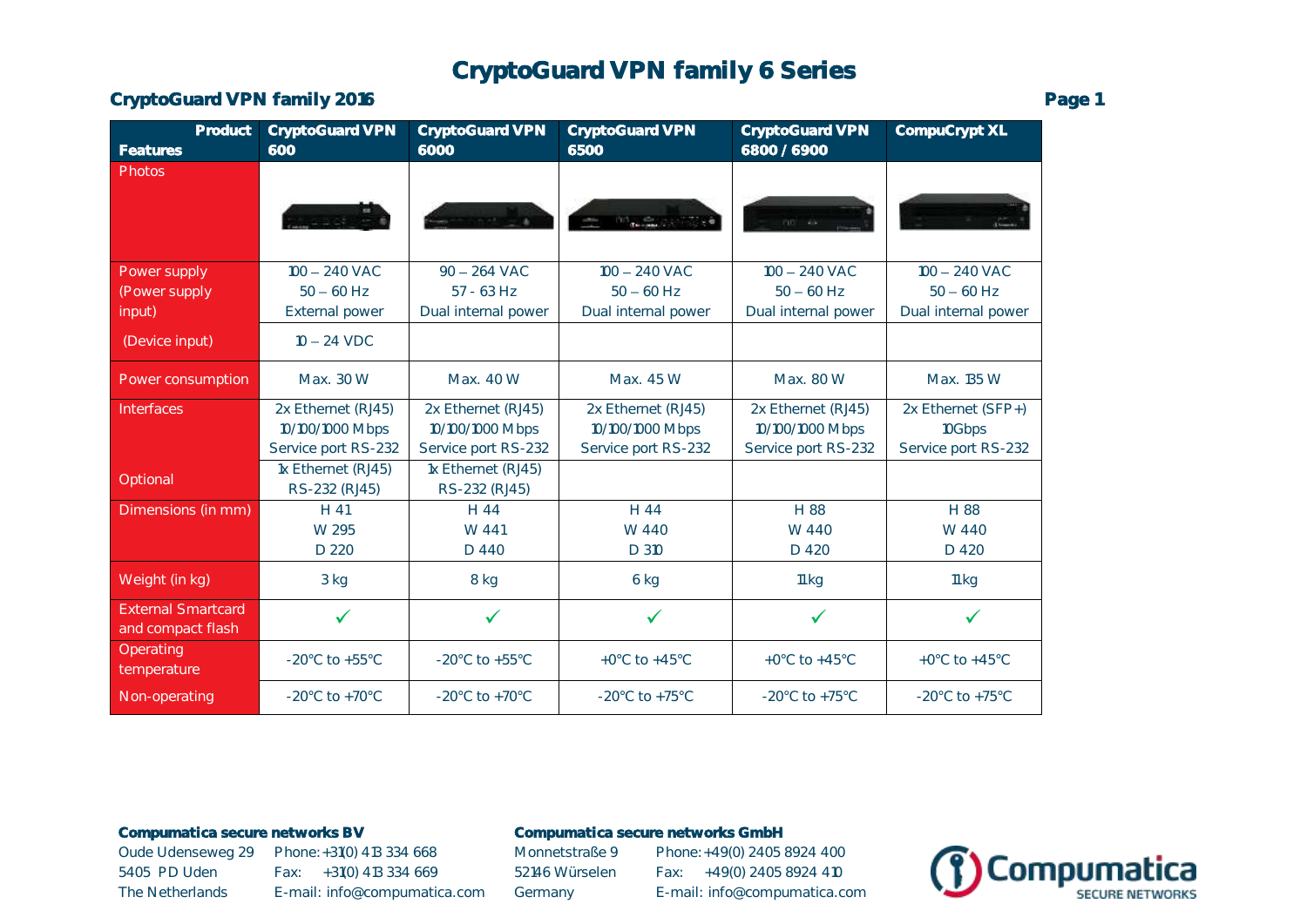# CryptoGuard VPN family 6 Series

## CryptoGuard VPN family 2016

| Product / Features | CryptoGuard VPN 600 | CryptoGuard VPN 6000 | CryptoGuard VPN 6500 | CryptoGuard VPN 6800 / 6900 | CompuCrypt XL |
|---|---|---|---|---|---|
| Photos | | | | | |
| Power supply (Power supply input) | 100 – 240 VAC<br>50 – 60 Hz<br>External power | 90 – 264 VAC<br>57 - 63 Hz<br>Dual internal power | 100 – 240 VAC<br>50 – 60 Hz<br>Dual internal power | 100 – 240 VAC<br>50 – 60 Hz<br>Dual internal power | 100 – 240 VAC<br>50 – 60 Hz<br>Dual internal power |
| (Device input) | 10 – 24 VDC | | | | |
| Power consumption | Max. 30 W | Max. 40 W | Max. 45 W | Max. 80 W | Max. 135 W |
| Interfaces | 2x Ethernet (RJ45)<br>10/100/1000 Mbps<br>Service port RS-232 | 2x Ethernet (RJ45)<br>10/100/1000 Mbps<br>Service port RS-232 | 2x Ethernet (RJ45)<br>10/100/1000 Mbps<br>Service port RS-232 | 2x Ethernet (RJ45)<br>10/100/1000 Mbps<br>Service port RS-232 | 2x Ethernet (SFP+)<br>10Gbps<br>Service port RS-232 |
| Optional | 1x Ethernet (RJ45)<br>RS-232 (RJ45) | 1x Ethernet (RJ45)<br>RS-232 (RJ45) | | | |
| Dimensions (in mm) | H 41<br>W 295<br>D 220 | H 44<br>W 441<br>D 440 | H 44<br>W 440<br>D 310 | H 88<br>W 440<br>D 420 | H 88<br>W 440<br>D 420 |
| Weight (in kg) | 3 kg | 8 kg | 6 kg | 11kg | 11kg |
| External Smartcard and compact flash | ✓ | ✓ | ✓ | ✓ | ✓ |
| Operating temperature | -20°C to +55°C | -20°C to +55°C | +0°C to +45°C | +0°C to +45°C | +0°C to +45°C |
| Non-operating | -20°C to +70°C | -20°C to +70°C | -20°C to +75°C | -20°C to +75°C | -20°C to +75°C |

**Compumatica secure networks BV**
Oude Udenseweg 29
5405 PD Uden
The Netherlands
Phone: +31(0) 413 334 668
Fax: +31(0) 413 334 669
E-mail: info@compumatica.com

**Compumatica secure networks GmbH**
Monnetstraße 9
52146 Würselen
Germany
Phone: +49(0) 2405 8924 400
Fax: +49(0) 2405 8924 410
E-mail: info@compumatica.com

Compumatica SECURE NETWORKS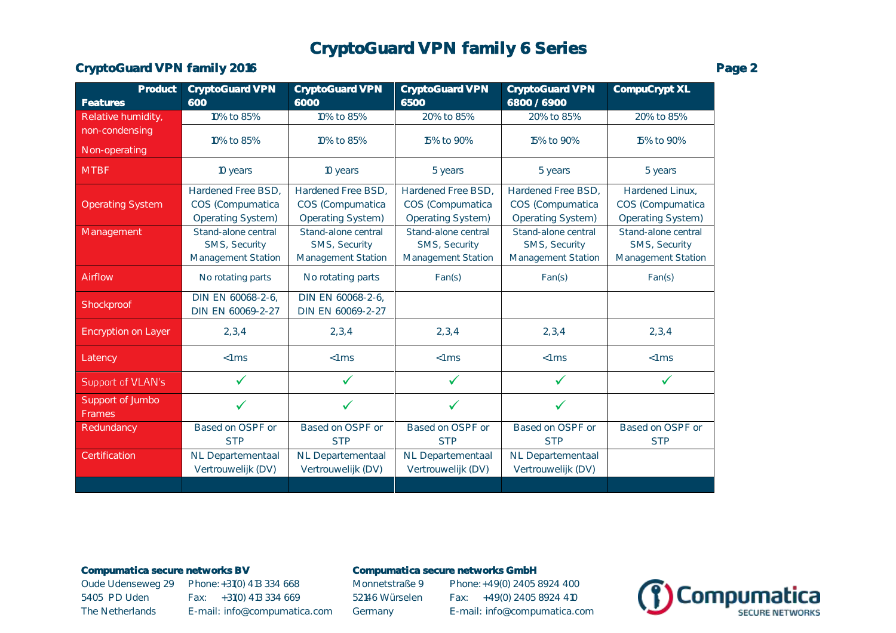# CryptoGuard VPN family 6 Series

## CryptoGuard VPN family 2016

| Features / Product | CryptoGuard VPN 600 | CryptoGuard VPN 6000 | CryptoGuard VPN 6500 | CryptoGuard VPN 6800 / 6900 | CompuCrypt XL |
|---|---|---|---|---|---|
| Relative humidity, non-condensing | 10% to 85% | 10% to 85% | 20% to 85% | 20% to 85% | 20% to 85% |
| Non-operating | 10% to 85% | 10% to 85% | 15% to 90% | 15% to 90% | 15% to 90% |
| MTBF | 10 years | 10 years | 5 years | 5 years | 5 years |
| Operating System | Hardened Free BSD, COS (Compumatica Operating System) | Hardened Free BSD, COS (Compumatica Operating System) | Hardened Free BSD, COS (Compumatica Operating System) | Hardened Free BSD, COS (Compumatica Operating System) | Hardened Linux, COS (Compumatica Operating System) |
| Management | Stand-alone central SMS, Security Management Station | Stand-alone central SMS, Security Management Station | Stand-alone central SMS, Security Management Station | Stand-alone central SMS, Security Management Station | Stand-alone central SMS, Security Management Station |
| Airflow | No rotating parts | No rotating parts | Fan(s) | Fan(s) | Fan(s) |
| Shockproof | DIN EN 60068-2-6, DIN EN 60069-2-27 | DIN EN 60068-2-6, DIN EN 60069-2-27 | | | |
| Encryption on Layer | 2,3,4 | 2,3,4 | 2,3,4 | 2,3,4 | 2,3,4 |
| Latency | <1ms | <1ms | <1ms | <1ms | <1ms |
| Support of VLAN's | ✓ | ✓ | ✓ | ✓ | ✓ |
| Support of Jumbo Frames | ✓ | ✓ | ✓ | ✓ | |
| Redundancy | Based on OSPF or STP | Based on OSPF or STP | Based on OSPF or STP | Based on OSPF or STP | Based on OSPF or STP |
| Certification | NL Departementaal Vertrouwelijk (DV) | NL Departementaal Vertrouwelijk (DV) | NL Departementaal Vertrouwelijk (DV) | NL Departementaal Vertrouwelijk (DV) | |

**Compumatica secure networks BV**
Oude Udenseweg 29
5405 PD Uden
The Netherlands
Phone: +31(0) 413 334 668
Fax: +31(0) 413 334 669
E-mail: info@compumatica.com

**Compumatica secure networks GmbH**
Monnetstraße 9
52146 Würselen
Germany
Phone: +49(0) 2405 8924 400
Fax: +49(0) 2405 8924 410
E-mail: info@compumatica.com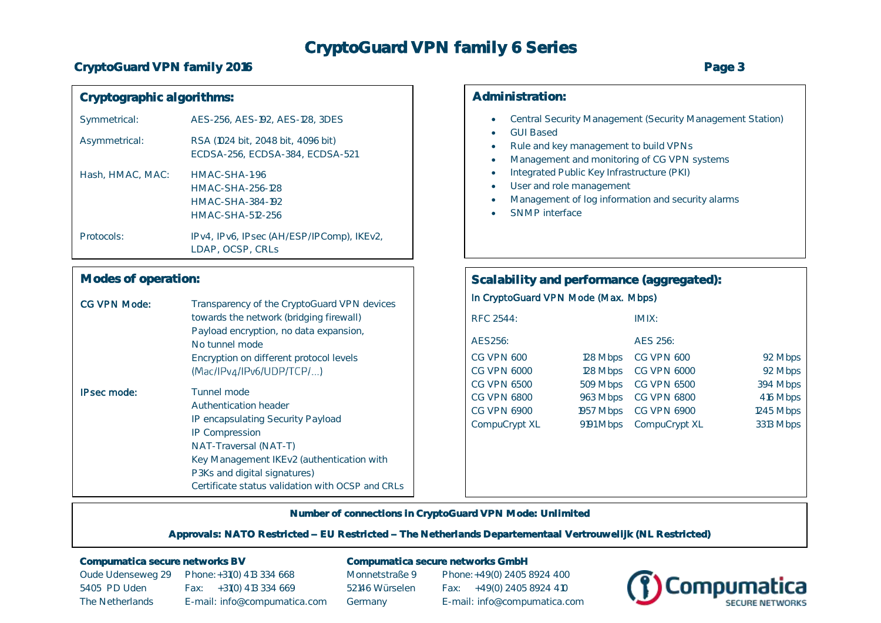# CryptoGuard VPN family 6 Series

## Cryptographic algorithms:

| | |
|---|---|
| Symmetrical: | AES-256, AES-192, AES-128, 3DES |
| Asymmetrical: | RSA (1024 bit, 2048 bit, 4096 bit)<br>ECDSA-256, ECDSA-384, ECDSA-521 |
| Hash, HMAC, MAC: | HMAC-SHA-1-96<br>HMAC-SHA-256-128<br>HMAC-SHA-384-192<br>HMAC-SHA-512-256 |
| Protocols: | IPv4, IPv6, IPsec (AH/ESP/IPComp), IKEv2, LDAP, OCSP, CRLs |

## Modes of operation:

**CG VPN Mode:**
- Transparency of the CryptoGuard VPN devices towards the network (bridging firewall)
- Payload encryption, no data expansion,
- No tunnel mode
- Encryption on different protocol levels (Mac/IPv4/IPv6/UDP/TCP/...)

**IPsec mode:**
- Tunnel mode
- Authentication header
- IP encapsulating Security Payload
- IP Compression
- NAT-Traversal (NAT-T)
- Key Management IKEv2 (authentication with P3Ks and digital signatures)
- Certificate status validation with OCSP and CRLs

## Administration:

- Central Security Management (Security Management Station)
- GUI Based
- Rule and key management to build VPNs
- Management and monitoring of CG VPN systems
- Integrated Public Key Infrastructure (PKI)
- User and role management
- Management of log information and security alarms
- SNMP interface

## Scalability and performance (aggregated):

In CryptoGuard VPN Mode (Max. Mbps)

| RFC 2544: AES256: | | IMIX: AES 256: | |
|---|---|---|---|
| CG VPN 600 | 128 Mbps | CG VPN 600 | 92 Mbps |
| CG VPN 6000 | 128 Mbps | CG VPN 6000 | 92 Mbps |
| CG VPN 6500 | 509 Mbps | CG VPN 6500 | 394 Mbps |
| CG VPN 6800 | 963 Mbps | CG VPN 6800 | 416 Mbps |
| CG VPN 6900 | 1957 Mbps | CG VPN 6900 | 1245 Mbps |
| CompuCrypt XL | 9191 Mbps | CompuCrypt XL | 3313 Mbps |

**Number of connections in CryptoGuard VPN Mode: Unlimited**

**Approvals: NATO Restricted – EU Restricted – The Netherlands Departementaal Vertrouwelijk (NL Restricted)**

**Compumatica secure networks BV**
Oude Udenseweg 29
5405 PD Uden
The Netherlands
Phone: +31(0) 413 334 668
Fax: +31(0) 413 334 669
E-mail: info@compumatica.com

**Compumatica secure networks GmbH**
Monnetstraße 9
52146 Würselen
Germany
Phone: +49(0) 2405 8924 400
Fax: +49(0) 2405 8924 410
E-mail: info@compumatica.com